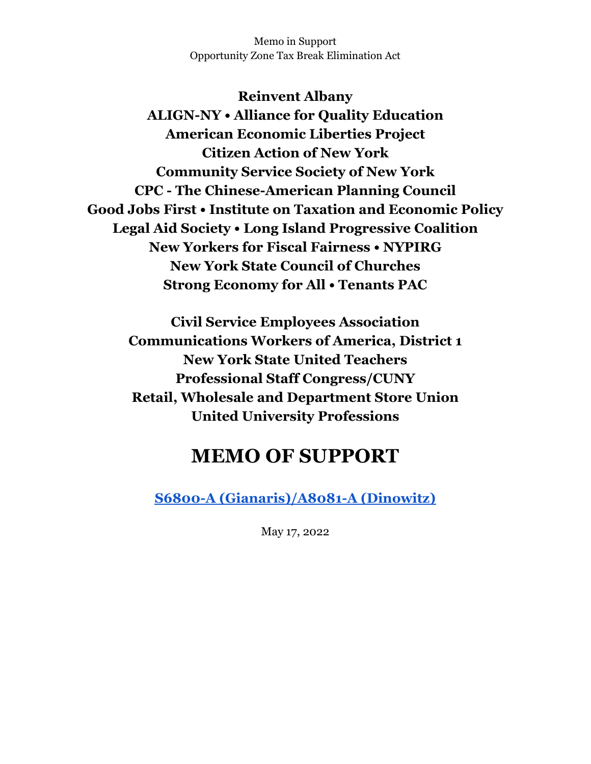Memo in Support
Opportunity Zone Tax Break Elimination Act

**Reinvent Albany**
**ALIGN-NY • Alliance for Quality Education**
**American Economic Liberties Project**
**Citizen Action of New York**
**Community Service Society of New York**
**CPC - The Chinese-American Planning Council**
**Good Jobs First • Institute on Taxation and Economic Policy**
**Legal Aid Society • Long Island Progressive Coalition**
**New Yorkers for Fiscal Fairness • NYPIRG**
**New York State Council of Churches**
**Strong Economy for All • Tenants PAC**

**Civil Service Employees Association**
**Communications Workers of America, District 1**
**New York State United Teachers**
**Professional Staff Congress/CUNY**
**Retail, Wholesale and Department Store Union**
**United University Professions**

# MEMO OF SUPPORT

**S6800-A (Gianaris)/A8081-A (Dinowitz)**

May 17, 2022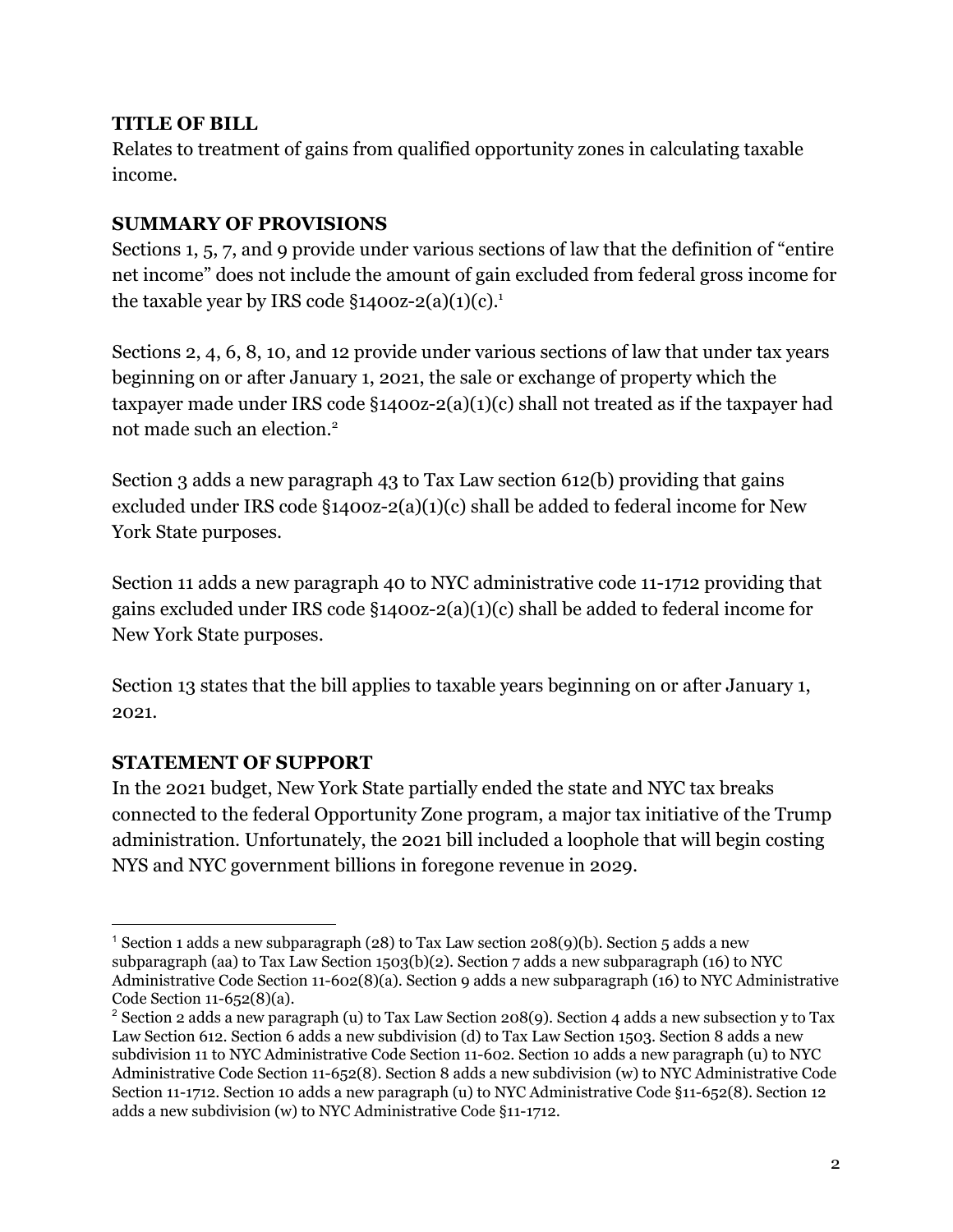**TITLE OF BILL**

Relates to treatment of gains from qualified opportunity zones in calculating taxable income.

**SUMMARY OF PROVISIONS**

Sections 1, 5, 7, and 9 provide under various sections of law that the definition of "entire net income" does not include the amount of gain excluded from federal gross income for the taxable year by IRS code §1400z-2(a)(1)(c).[1]

Sections 2, 4, 6, 8, 10, and 12 provide under various sections of law that under tax years beginning on or after January 1, 2021, the sale or exchange of property which the taxpayer made under IRS code §1400z-2(a)(1)(c) shall not treated as if the taxpayer had not made such an election.[2]

Section 3 adds a new paragraph 43 to Tax Law section 612(b) providing that gains excluded under IRS code §1400z-2(a)(1)(c) shall be added to federal income for New York State purposes.

Section 11 adds a new paragraph 40 to NYC administrative code 11-1712 providing that gains excluded under IRS code §1400z-2(a)(1)(c) shall be added to federal income for New York State purposes.

Section 13 states that the bill applies to taxable years beginning on or after January 1, 2021.

**STATEMENT OF SUPPORT**

In the 2021 budget, New York State partially ended the state and NYC tax breaks connected to the federal Opportunity Zone program, a major tax initiative of the Trump administration. Unfortunately, the 2021 bill included a loophole that will begin costing NYS and NYC government billions in foregone revenue in 2029.

---

[1] Section 1 adds a new subparagraph (28) to Tax Law section 208(9)(b). Section 5 adds a new subparagraph (aa) to Tax Law Section 1503(b)(2). Section 7 adds a new subparagraph (16) to NYC Administrative Code Section 11-602(8)(a). Section 9 adds a new subparagraph (16) to NYC Administrative Code Section 11-652(8)(a).

[2] Section 2 adds a new paragraph (u) to Tax Law Section 208(9). Section 4 adds a new subsection y to Tax Law Section 612. Section 6 adds a new subdivision (d) to Tax Law Section 1503. Section 8 adds a new subdivision 11 to NYC Administrative Code Section 11-602. Section 10 adds a new paragraph (u) to NYC Administrative Code Section 11-652(8). Section 8 adds a new subdivision (w) to NYC Administrative Code Section 11-1712. Section 10 adds a new paragraph (u) to NYC Administrative Code §11-652(8). Section 12 adds a new subdivision (w) to NYC Administrative Code §11-1712.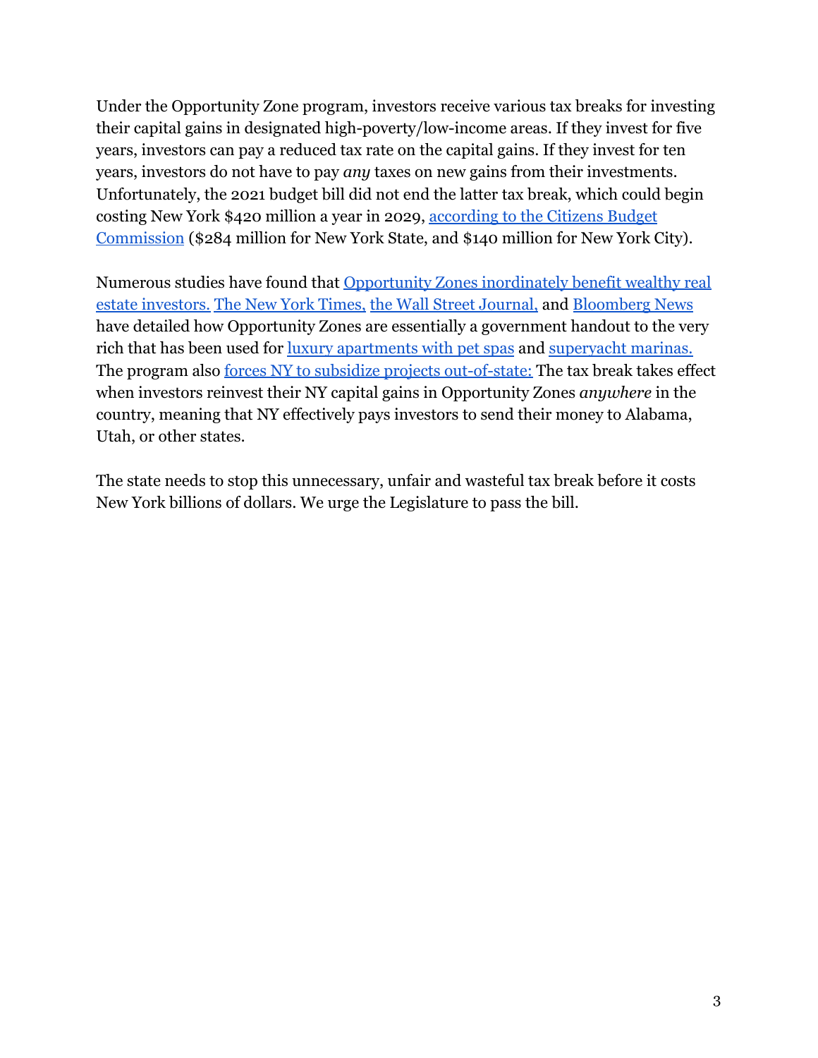Under the Opportunity Zone program, investors receive various tax breaks for investing their capital gains in designated high-poverty/low-income areas. If they invest for five years, investors can pay a reduced tax rate on the capital gains. If they invest for ten years, investors do not have to pay *any* taxes on new gains from their investments. Unfortunately, the 2021 budget bill did not end the latter tax break, which could begin costing New York $420 million a year in 2029, according to the Citizens Budget Commission ($284 million for New York State, and $140 million for New York City).

Numerous studies have found that Opportunity Zones inordinately benefit wealthy real estate investors. The New York Times, the Wall Street Journal, and Bloomberg News have detailed how Opportunity Zones are essentially a government handout to the very rich that has been used for luxury apartments with pet spas and superyacht marinas. The program also forces NY to subsidize projects out-of-state: The tax break takes effect when investors reinvest their NY capital gains in Opportunity Zones *anywhere* in the country, meaning that NY effectively pays investors to send their money to Alabama, Utah, or other states.

The state needs to stop this unnecessary, unfair and wasteful tax break before it costs New York billions of dollars. We urge the Legislature to pass the bill.